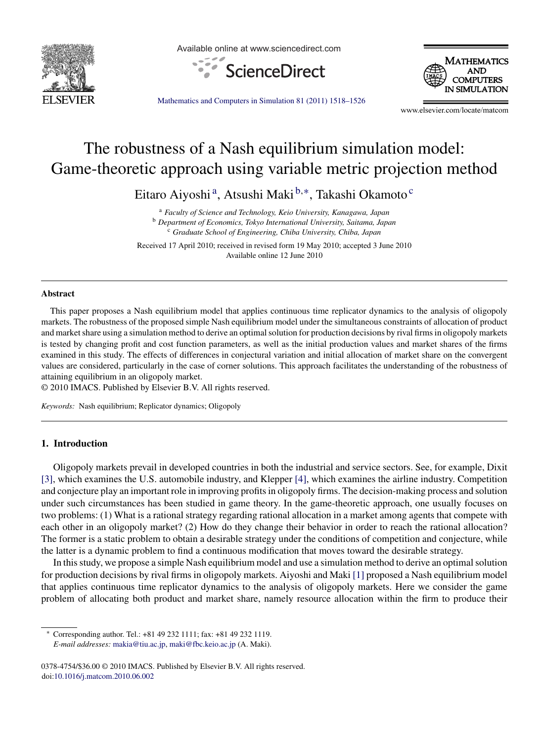# The robustness of a Nash equilibrium simulation model: Game-theoretic approach using variable metric projection method

Eitaro Aiyoshi [a], Atsushi Maki [b,*], Takashi Okamoto [c]

[a] *Faculty of Science and Technology, Keio University, Kanagawa, Japan*
[b] *Department of Economics, Tokyo International University, Saitama, Japan*
[c] *Graduate School of Engineering, Chiba University, Chiba, Japan*

Received 17 April 2010; received in revised form 19 May 2010; accepted 3 June 2010
Available online 12 June 2010

## Abstract

This paper proposes a Nash equilibrium model that applies continuous time replicator dynamics to the analysis of oligopoly markets. The robustness of the proposed simple Nash equilibrium model under the simultaneous constraints of allocation of product and market share using a simulation method to derive an optimal solution for production decisions by rival firms in oligopoly markets is tested by changing profit and cost function parameters, as well as the initial production values and market shares of the firms examined in this study. The effects of differences in conjectural variation and initial allocation of market share on the convergent values are considered, particularly in the case of corner solutions. This approach facilitates the understanding of the robustness of attaining equilibrium in an oligopoly market.

© 2010 IMACS. Published by Elsevier B.V. All rights reserved.

*Keywords:* Nash equilibrium; Replicator dynamics; Oligopoly

## 1. Introduction

Oligopoly markets prevail in developed countries in both the industrial and service sectors. See, for example, Dixit [3], which examines the U.S. automobile industry, and Klepper [4], which examines the airline industry. Competition and conjecture play an important role in improving profits in oligopoly firms. The decision-making process and solution under such circumstances has been studied in game theory. In the game-theoretic approach, one usually focuses on two problems: (1) What is a rational strategy regarding rational allocation in a market among agents that compete with each other in an oligopoly market? (2) How do they change their behavior in order to reach the rational allocation? The former is a static problem to obtain a desirable strategy under the conditions of competition and conjecture, while the latter is a dynamic problem to find a continuous modification that moves toward the desirable strategy.

In this study, we propose a simple Nash equilibrium model and use a simulation method to derive an optimal solution for production decisions by rival firms in oligopoly markets. Aiyoshi and Maki [1] proposed a Nash equilibrium model that applies continuous time replicator dynamics to the analysis of oligopoly markets. Here we consider the game problem of allocating both product and market share, namely resource allocation within the firm to produce their

---

* Corresponding author. Tel.: +81 49 232 1111; fax: +81 49 232 1119.
*E-mail addresses:* makia@tiu.ac.jp, maki@fbc.keio.ac.jp (A. Maki).

0378-4754/$36.00 © 2010 IMACS. Published by Elsevier B.V. All rights reserved.
doi:10.1016/j.matcom.2010.06.002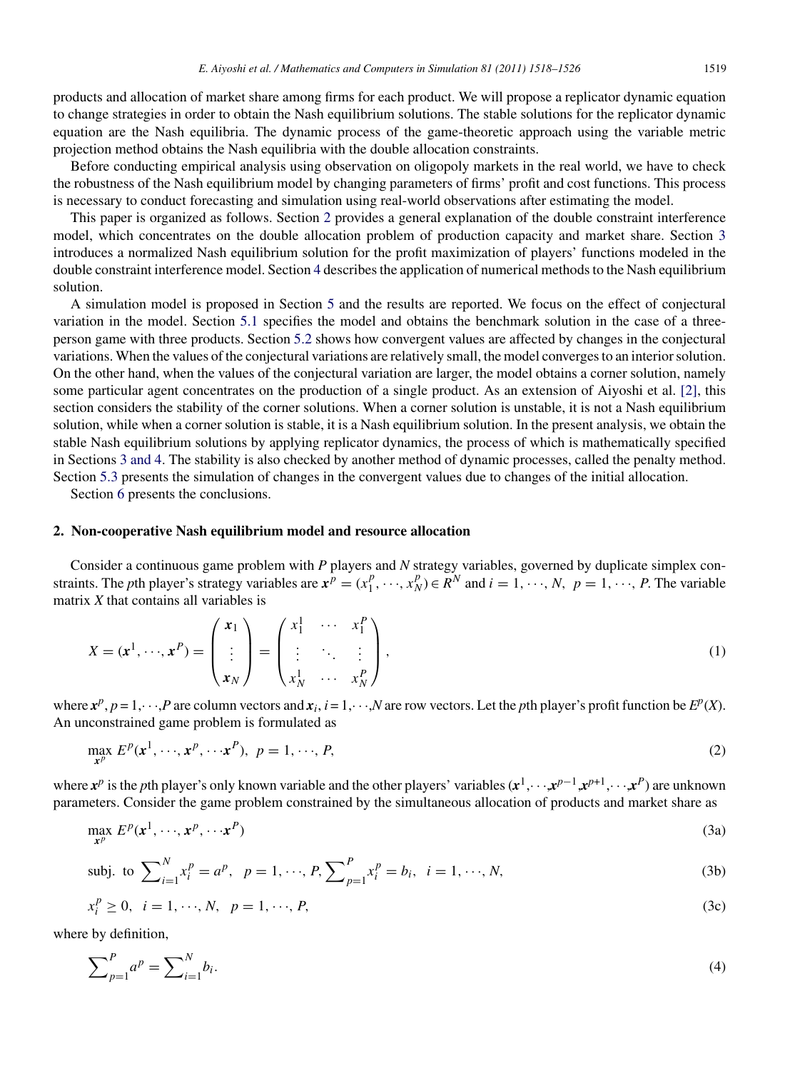products and allocation of market share among firms for each product. We will propose a replicator dynamic equation to change strategies in order to obtain the Nash equilibrium solutions. The stable solutions for the replicator dynamic equation are the Nash equilibria. The dynamic process of the game-theoretic approach using the variable metric projection method obtains the Nash equilibria with the double allocation constraints.

Before conducting empirical analysis using observation on oligopoly markets in the real world, we have to check the robustness of the Nash equilibrium model by changing parameters of firms' profit and cost functions. This process is necessary to conduct forecasting and simulation using real-world observations after estimating the model.

This paper is organized as follows. Section 2 provides a general explanation of the double constraint interference model, which concentrates on the double allocation problem of production capacity and market share. Section 3 introduces a normalized Nash equilibrium solution for the profit maximization of players' functions modeled in the double constraint interference model. Section 4 describes the application of numerical methods to the Nash equilibrium solution.

A simulation model is proposed in Section 5 and the results are reported. We focus on the effect of conjectural variation in the model. Section 5.1 specifies the model and obtains the benchmark solution in the case of a three-person game with three products. Section 5.2 shows how convergent values are affected by changes in the conjectural variations. When the values of the conjectural variations are relatively small, the model converges to an interior solution. On the other hand, when the values of the conjectural variation are larger, the model obtains a corner solution, namely some particular agent concentrates on the production of a single product. As an extension of Aiyoshi et al. [2], this section considers the stability of the corner solutions. When a corner solution is unstable, it is not a Nash equilibrium solution, while when a corner solution is stable, it is a Nash equilibrium solution. In the present analysis, we obtain the stable Nash equilibrium solutions by applying replicator dynamics, the process of which is mathematically specified in Sections 3 and 4. The stability is also checked by another method of dynamic processes, called the penalty method. Section 5.3 presents the simulation of changes in the convergent values due to changes of the initial allocation.

Section 6 presents the conclusions.

## 2. Non-cooperative Nash equilibrium model and resource allocation

Consider a continuous game problem with $P$ players and $N$ strategy variables, governed by duplicate simplex constraints. The $p$th player's strategy variables are $\boldsymbol{x}^p = (x_1^p, \cdots, x_N^p) \in R^N$ and $i = 1, \cdots, N,\ p = 1, \cdots, P$. The variable matrix $X$ that contains all variables is

$$X = (\boldsymbol{x}^1, \cdots, \boldsymbol{x}^P) = \begin{pmatrix} \boldsymbol{x}_1 \\ \vdots \\ \boldsymbol{x}_N \end{pmatrix} = \begin{pmatrix} x_1^1 & \cdots & x_1^P \\ \vdots & \ddots & \vdots \\ x_N^1 & \cdots & x_N^P \end{pmatrix}, \tag{1}$$

where $\boldsymbol{x}^p, p = 1,\cdots,P$ are column vectors and $\boldsymbol{x}_i, i = 1,\cdots,N$ are row vectors. Let the $p$th player's profit function be $E^p(X)$. An unconstrained game problem is formulated as

$$\max_{\boldsymbol{x}^p} E^p(\boldsymbol{x}^1, \cdots, \boldsymbol{x}^p, \cdots \boldsymbol{x}^P),\ \ p = 1, \cdots, P, \tag{2}$$

where $\boldsymbol{x}^p$ is the $p$th player's only known variable and the other players' variables $(\boldsymbol{x}^1,\cdots,\boldsymbol{x}^{p-1},\boldsymbol{x}^{p+1},\cdots,\boldsymbol{x}^P)$ are unknown parameters. Consider the game problem constrained by the simultaneous allocation of products and market share as

$$\max_{\boldsymbol{x}^p} E^p(\boldsymbol{x}^1, \cdots, \boldsymbol{x}^p, \cdots \boldsymbol{x}^P) \tag{3a}$$

$$\text{subj. to } \sum\nolimits_{i=1}^{N} x_i^p = a^p,\ \ p = 1, \cdots, P, \sum\nolimits_{p=1}^{P} x_i^p = b_i,\ \ i = 1, \cdots, N, \tag{3b}$$

$$x_i^p \geq 0,\ \ i = 1, \cdots, N,\ \ p = 1, \cdots, P, \tag{3c}$$

where by definition,

$$\sum\nolimits_{p=1}^{P} a^p = \sum\nolimits_{i=1}^{N} b_i. \tag{4}$$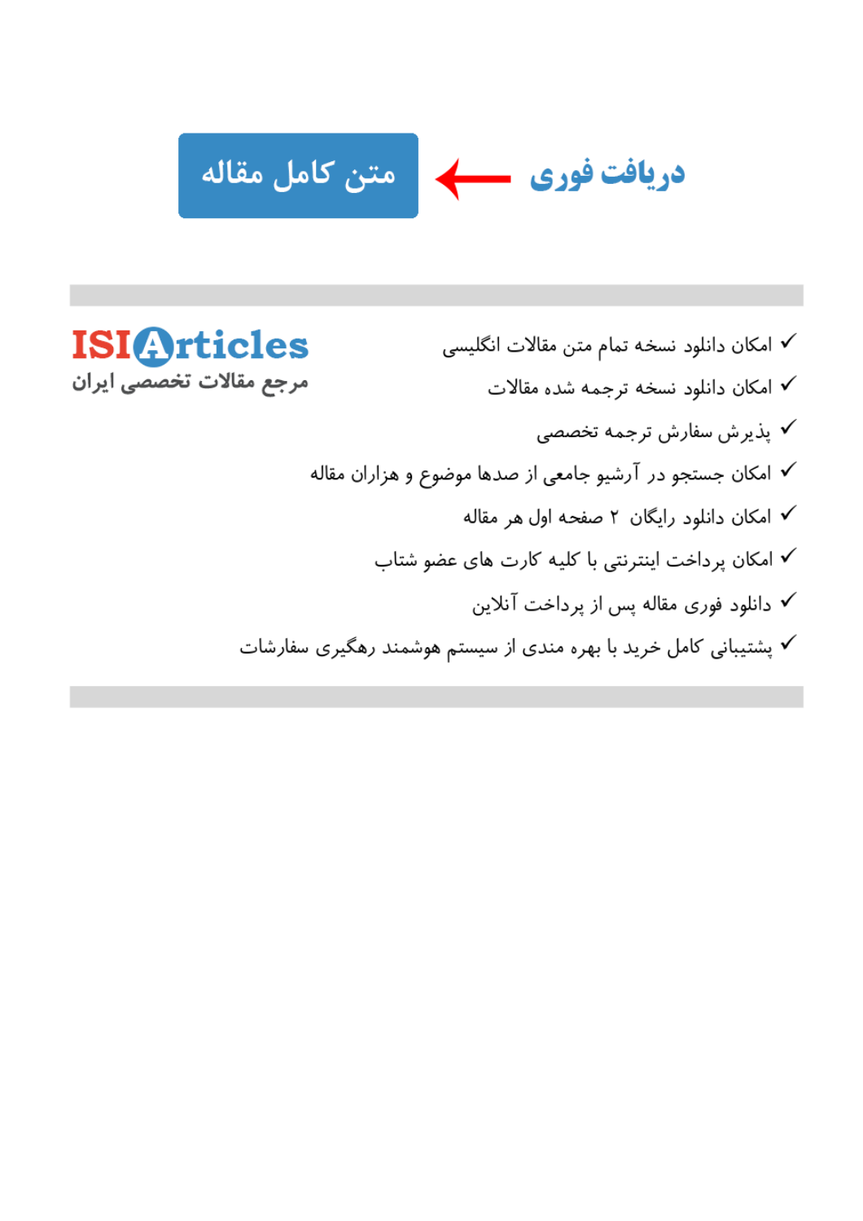دریافت فوری ← متن کامل مقاله

**ISIArticles**

مرجع مقالات تخصصی ایران

- ✓ امکان دانلود نسخه تمام متن مقالات انگلیسی
- ✓ امکان دانلود نسخه ترجمه شده مقالات
- ✓ پذیرش سفارش ترجمه تخصصی
- ✓ امکان جستجو در آرشیو جامعی از صدها موضوع و هزاران مقاله
- ✓ امکان دانلود رایگان ۲ صفحه اول هر مقاله
- ✓ امکان پرداخت اینترنتی با کلیه کارت های عضو شتاب
- ✓ دانلود فوری مقاله پس از پرداخت آنلاین
- ✓ پشتیبانی کامل خرید با بهره مندی از سیستم هوشمند رهگیری سفارشات